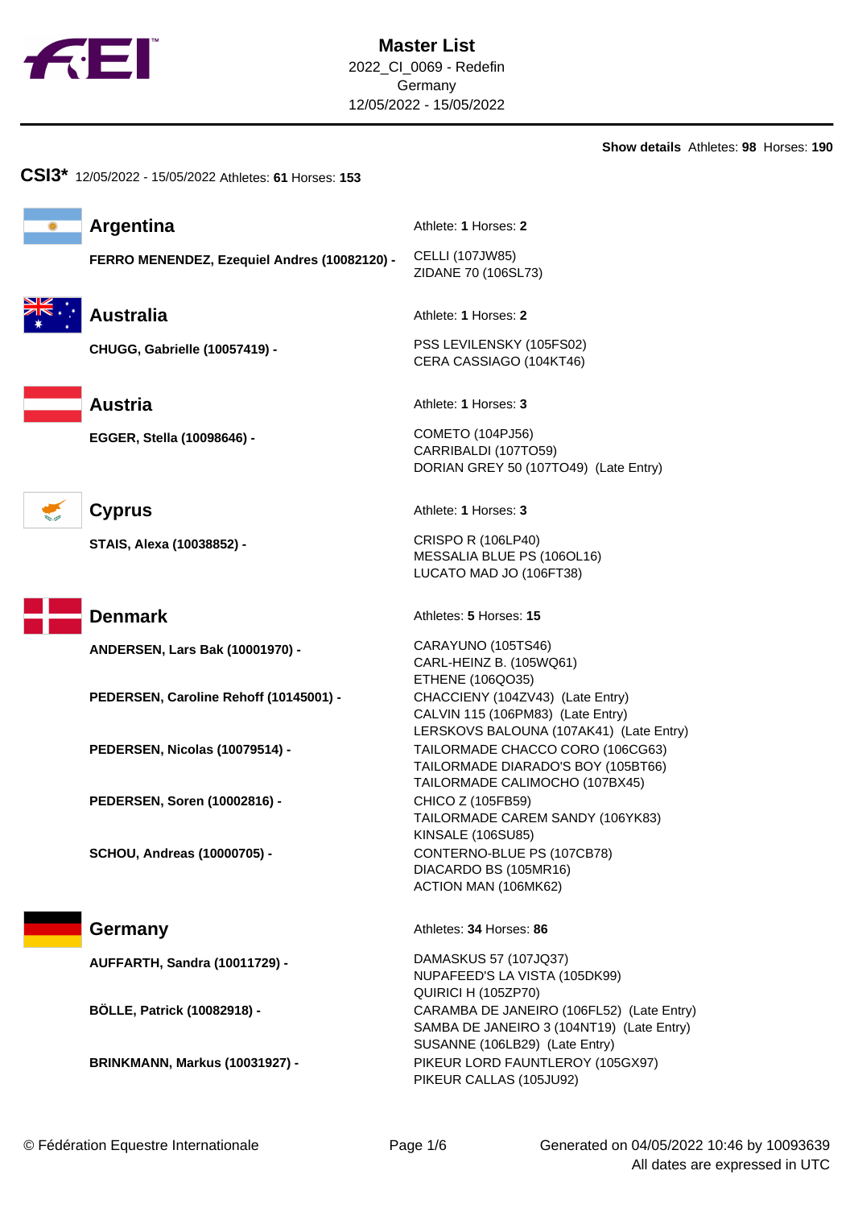# Master List

2022_CI_0069 - Redefin
Germany
12/05/2022 - 15/05/2022

**Show details** Athletes: **98** Horses: **190**

## CSI3* 12/05/2022 - 15/05/2022 Athletes: **61** Horses: **153**

### Argentina

Athlete: **1** Horses: **2**

**FERRO MENENDEZ, Ezequiel Andres (10082120) -**
- CELLI (107JW85)
- ZIDANE 70 (106SL73)

### Australia

Athlete: **1** Horses: **2**

**CHUGG, Gabrielle (10057419) -**
- PSS LEVILENSKY (105FS02)
- CERA CASSIAGO (104KT46)

### Austria

Athlete: **1** Horses: **3**

**EGGER, Stella (10098646) -**
- COMETO (104PJ56)
- CARRIBALDI (107TO59)
- DORIAN GREY 50 (107TO49) (Late Entry)

### Cyprus

Athlete: **1** Horses: **3**

**STAIS, Alexa (10038852) -**
- CRISPO R (106LP40)
- MESSALIA BLUE PS (106OL16)
- LUCATO MAD JO (106FT38)

### Denmark

Athletes: **5** Horses: **15**

**ANDERSEN, Lars Bak (10001970) -**
- CARAYUNO (105TS46)
- CARL-HEINZ B. (105WQ61)
- ETHENE (106QO35)

**PEDERSEN, Caroline Rehoff (10145001) -**
- CHACCIENY (104ZV43) (Late Entry)
- CALVIN 115 (106PM83) (Late Entry)
- LERSKOVS BALOUNA (107AK41) (Late Entry)

**PEDERSEN, Nicolas (10079514) -**
- TAILORMADE CHACCO CORO (106CG63)
- TAILORMADE DIARADO'S BOY (105BT66)
- TAILORMADE CALIMOCHO (107BX45)

**PEDERSEN, Soren (10002816) -**
- CHICO Z (105FB59)
- TAILORMADE CAREM SANDY (106YK83)
- KINSALE (106SU85)

**SCHOU, Andreas (10000705) -**
- CONTERNO-BLUE PS (107CB78)
- DIACARDO BS (105MR16)
- ACTION MAN (106MK62)

### Germany

Athletes: **34** Horses: **86**

**AUFFARTH, Sandra (10011729) -**
- DAMASKUS 57 (107JQ37)
- NUPAFEED'S LA VISTA (105DK99)
- QUIRICI H (105ZP70)

**BÖLLE, Patrick (10082918) -**
- CARAMBA DE JANEIRO (106FL52) (Late Entry)
- SAMBA DE JANEIRO 3 (104NT19) (Late Entry)
- SUSANNE (106LB29) (Late Entry)

**BRINKMANN, Markus (10031927) -**
- PIKEUR LORD FAUNTLEROY (105GX97)
- PIKEUR CALLAS (105JU92)

© Fédération Equestre Internationale

Generated on 04/05/2022 10:46 by 10093639
All dates are expressed in UTC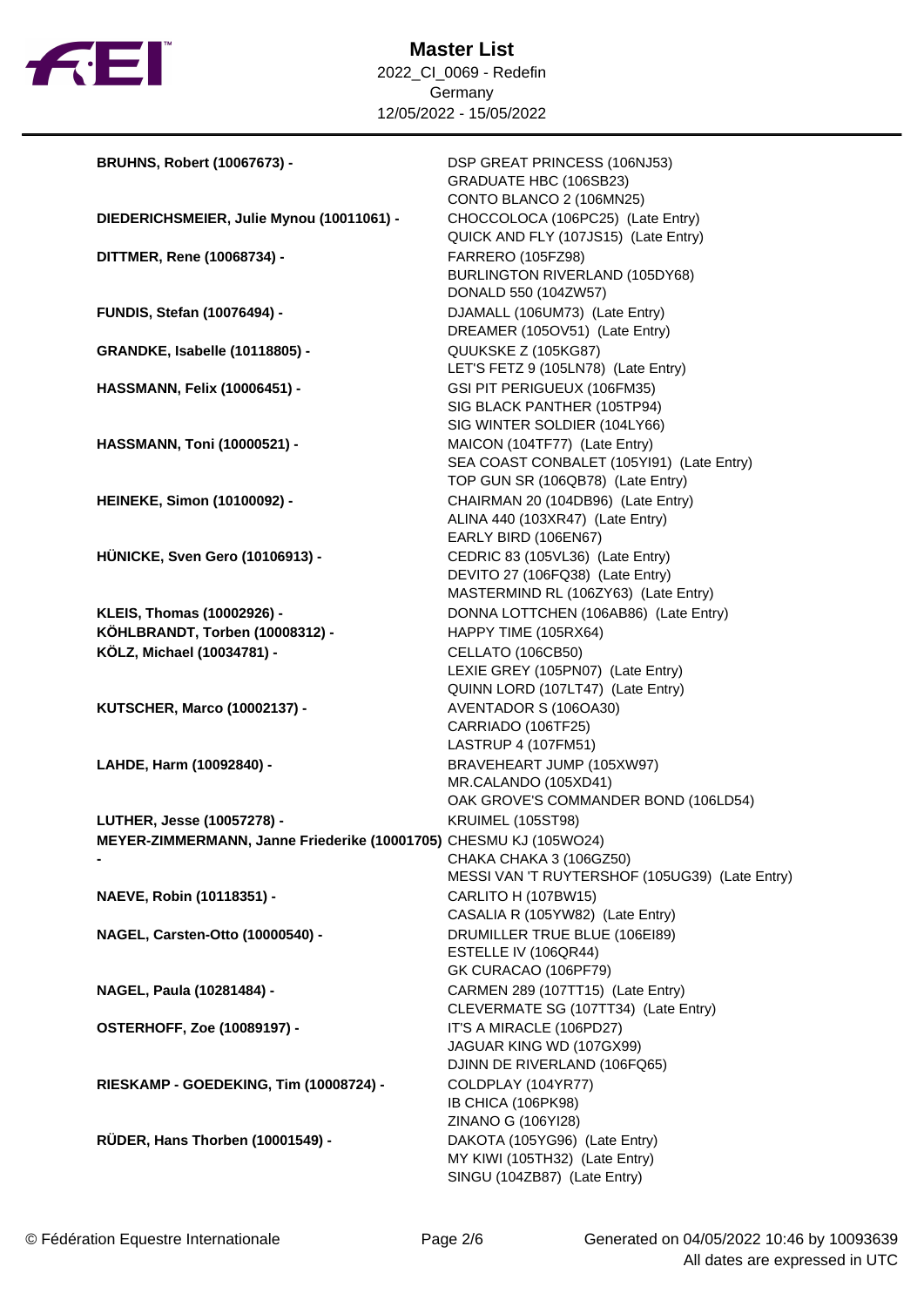# Master List

2022_CI_0069 - Redefin
Germany
12/05/2022 - 15/05/2022

| Rider | Horses |
|---|---|
| **BRUHNS, Robert (10067673) -** | DSP GREAT PRINCESS (106NJ53)<br>GRADUATE HBC (106SB23)<br>CONTO BLANCO 2 (106MN25) |
| **DIEDERICHSMEIER, Julie Mynou (10011061) -** | CHOCCOLOCA (106PC25) (Late Entry)<br>QUICK AND FLY (107JS15) (Late Entry) |
| **DITTMER, Rene (10068734) -** | FARRERO (105FZ98)<br>BURLINGTON RIVERLAND (105DY68)<br>DONALD 550 (104ZW57) |
| **FUNDIS, Stefan (10076494) -** | DJAMALL (106UM73) (Late Entry)<br>DREAMER (105OV51) (Late Entry) |
| **GRANDKE, Isabelle (10118805) -** | QUUKSKE Z (105KG87)<br>LET'S FETZ 9 (105LN78) (Late Entry) |
| **HASSMANN, Felix (10006451) -** | GSI PIT PERIGUEUX (106FM35)<br>SIG BLACK PANTHER (105TP94)<br>SIG WINTER SOLDIER (104LY66) |
| **HASSMANN, Toni (10000521) -** | MAICON (104TF77) (Late Entry)<br>SEA COAST CONBALET (105YI91) (Late Entry)<br>TOP GUN SR (106QB78) (Late Entry) |
| **HEINEKE, Simon (10100092) -** | CHAIRMAN 20 (104DB96) (Late Entry)<br>ALINA 440 (103XR47) (Late Entry)<br>EARLY BIRD (106EN67) |
| **HÜNICKE, Sven Gero (10106913) -** | CEDRIC 83 (105VL36) (Late Entry)<br>DEVITO 27 (106FQ38) (Late Entry)<br>MASTERMIND RL (106ZY63) (Late Entry) |
| **KLEIS, Thomas (10002926) -** | DONNA LOTTCHEN (106AB86) (Late Entry) |
| **KÖHLBRANDT, Torben (10008312) -** | HAPPY TIME (105RX64) |
| **KÖLZ, Michael (10034781) -** | CELLATO (106CB50)<br>LEXIE GREY (105PN07) (Late Entry)<br>QUINN LORD (107LT47) (Late Entry) |
| **KUTSCHER, Marco (10002137) -** | AVENTADOR S (106OA30)<br>CARRIADO (106TF25)<br>LASTRUP 4 (107FM51) |
| **LAHDE, Harm (10092840) -** | BRAVEHEART JUMP (105XW97)<br>MR.CALANDO (105XD41)<br>OAK GROVE'S COMMANDER BOND (106LD54) |
| **LUTHER, Jesse (10057278) -** | KRUIMEL (105ST98) |
| **MEYER-ZIMMERMANN, Janne Friederike (10001705) -** | CHESMU KJ (105WO24)<br>CHAKA CHAKA 3 (106GZ50)<br>MESSI VAN 'T RUYTERSHOF (105UG39) (Late Entry) |
| **NAEVE, Robin (10118351) -** | CARLITO H (107BW15)<br>CASALIA R (105YW82) (Late Entry) |
| **NAGEL, Carsten-Otto (10000540) -** | DRUMILLER TRUE BLUE (106EI89)<br>ESTELLE IV (106QR44)<br>GK CURACAO (106PF79) |
| **NAGEL, Paula (10281484) -** | CARMEN 289 (107TT15) (Late Entry)<br>CLEVERMATE SG (107TT34) (Late Entry) |
| **OSTERHOFF, Zoe (10089197) -** | IT'S A MIRACLE (106PD27)<br>JAGUAR KING WD (107GX99)<br>DJINN DE RIVERLAND (106FQ65) |
| **RIESKAMP - GOEDEKING, Tim (10008724) -** | COLDPLAY (104YR77)<br>IB CHICA (106PK98)<br>ZINANO G (106YI28) |
| **RÜDER, Hans Thorben (10001549) -** | DAKOTA (105YG96) (Late Entry)<br>MY KIWI (105TH32) (Late Entry)<br>SINGU (104ZB87) (Late Entry) |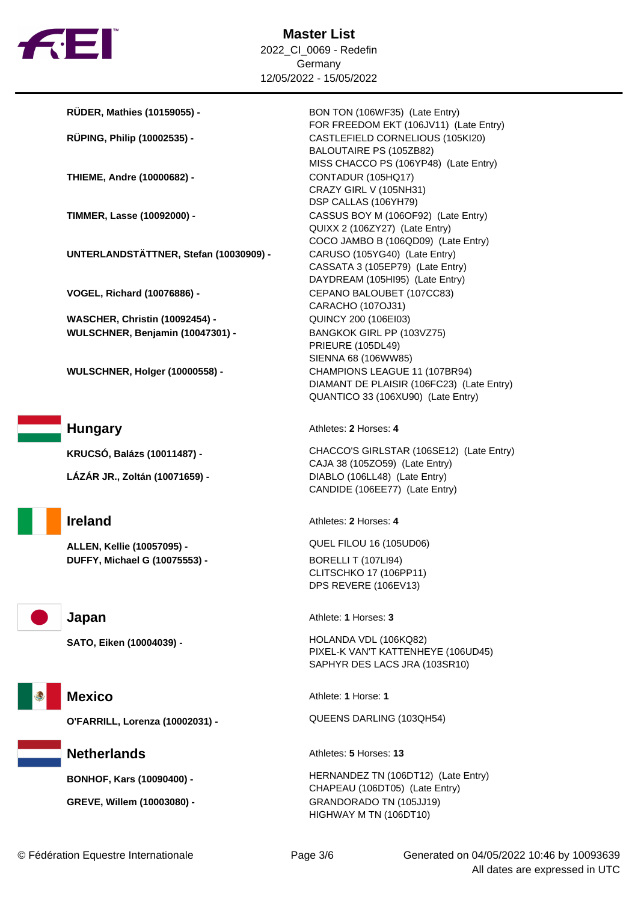# Master List

2022_CI_0069 - Redefin
Germany
12/05/2022 - 15/05/2022

| Athlete | Horses |
|---|---|
| **RÜDER, Mathies (10159055) -** | BON TON (106WF35) (Late Entry)<br>FOR FREEDOM EKT (106JV11) (Late Entry) |
| **RÜPING, Philip (10002535) -** | CASTLEFIELD CORNELIOUS (105KI20)<br>BALOUTAIRE PS (105ZB82)<br>MISS CHACCO PS (106YP48) (Late Entry) |
| **THIEME, Andre (10000682) -** | CONTADUR (105HQ17)<br>CRAZY GIRL V (105NH31)<br>DSP CALLAS (106YH79) |
| **TIMMER, Lasse (10092000) -** | CASSUS BOY M (106OF92) (Late Entry)<br>QUIXX 2 (106ZY27) (Late Entry)<br>COCO JAMBO B (106QD09) (Late Entry) |
| **UNTERLANDSTÄTTNER, Stefan (10030909) -** | CARUSO (105YG40) (Late Entry)<br>CASSATA 3 (105EP79) (Late Entry)<br>DAYDREAM (105HI95) (Late Entry) |
| **VOGEL, Richard (10076886) -** | CEPANO BALOUBET (107CC83)<br>CARACHO (107OJ31) |
| **WASCHER, Christin (10092454) -** | QUINCY 200 (106EI03) |
| **WULSCHNER, Benjamin (10047301) -** | BANGKOK GIRL PP (103VZ75)<br>PRIEURE (105DL49)<br>SIENNA 68 (106WW85) |
| **WULSCHNER, Holger (10000558) -** | CHAMPIONS LEAGUE 11 (107BR94)<br>DIAMANT DE PLAISIR (106FC23) (Late Entry)<br>QUANTICO 33 (106XU90) (Late Entry) |

## Hungary

Athletes: **2** Horses: **4**

| Athlete | Horses |
|---|---|
| **KRUCSÓ, Balázs (10011487) -** | CHACCO'S GIRLSTAR (106SE12) (Late Entry)<br>CAJA 38 (105ZO59) (Late Entry) |
| **LÁZÁR JR., Zoltán (10071659) -** | DIABLO (106LL48) (Late Entry)<br>CANDIDE (106EE77) (Late Entry) |

## Ireland

Athletes: **2** Horses: **4**

| Athlete | Horses |
|---|---|
| **ALLEN, Kellie (10057095) -** | QUEL FILOU 16 (105UD06) |
| **DUFFY, Michael G (10075553) -** | BORELLI T (107LI94)<br>CLITSCHKO 17 (106PP11)<br>DPS REVERE (106EV13) |

## Japan

Athlete: **1** Horses: **3**

| Athlete | Horses |
|---|---|
| **SATO, Eiken (10004039) -** | HOLANDA VDL (106KQ82)<br>PIXEL-K VAN'T KATTENHEYE (106UD45)<br>SAPHYR DES LACS JRA (103SR10) |

## Mexico

Athlete: **1** Horse: **1**

| Athlete | Horses |
|---|---|
| **O'FARRILL, Lorenza (10002031) -** | QUEENS DARLING (103QH54) |

## Netherlands

Athletes: **5** Horses: **13**

| Athlete | Horses |
|---|---|
| **BONHOF, Kars (10090400) -** | HERNANDEZ TN (106DT12) (Late Entry)<br>CHAPEAU (106DT05) (Late Entry) |
| **GREVE, Willem (10003080) -** | GRANDORADO TN (105JJ19)<br>HIGHWAY M TN (106DT10) |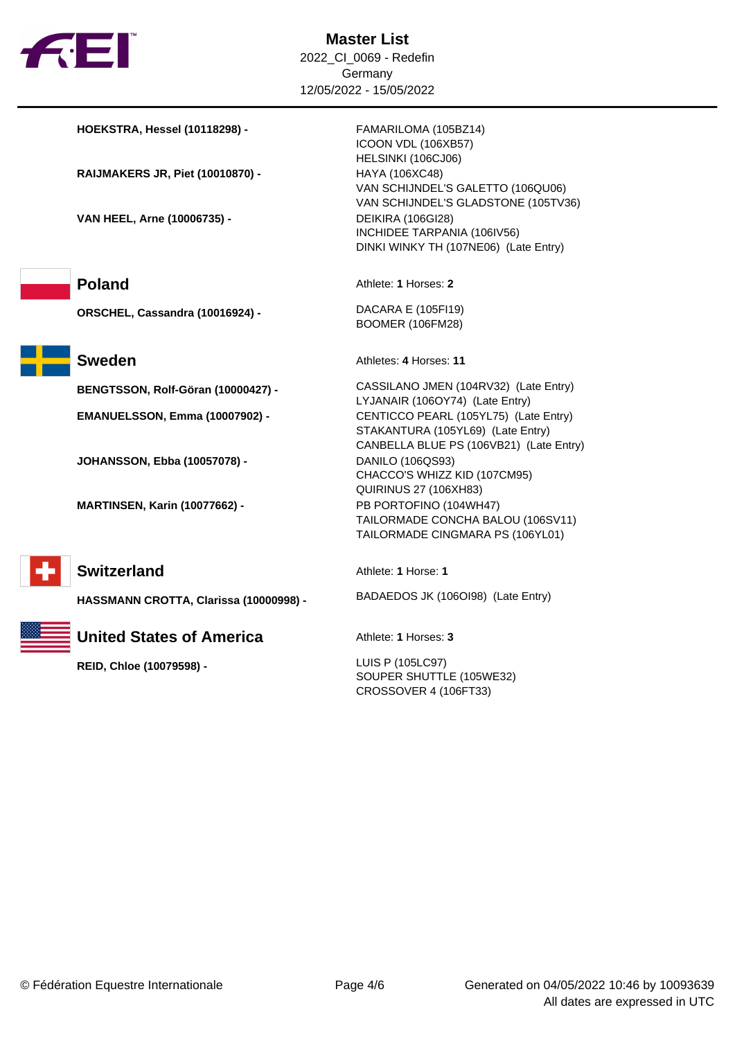# Master List

2022_CI_0069 - Redefin
Germany
12/05/2022 - 15/05/2022

**HOEKSTRA, Hessel (10118298) -**
- FAMARILOMA (105BZ14)
- ICOON VDL (106XB57)
- HELSINKI (106CJ06)

**RAIJMAKERS JR, Piet (10010870) -**
- HAYA (106XC48)
- VAN SCHIJNDEL'S GALETTO (106QU06)
- VAN SCHIJNDEL'S GLADSTONE (105TV36)

**VAN HEEL, Arne (10006735) -**
- DEIKIRA (106GI28)
- INCHIDEE TARPANIA (106IV56)
- DINKI WINKY TH (107NE06) (Late Entry)

## Poland

Athlete: **1** Horses: **2**

**ORSCHEL, Cassandra (10016924) -**
- DACARA E (105FI19)
- BOOMER (106FM28)

## Sweden

Athletes: **4** Horses: **11**

**BENGTSSON, Rolf-Göran (10000427) -**
- CASSILANO JMEN (104RV32) (Late Entry)
- LYJANAIR (106OY74) (Late Entry)

**EMANUELSSON, Emma (10007902) -**
- CENTICCO PEARL (105YL75) (Late Entry)
- STAKANTURA (105YL69) (Late Entry)
- CANBELLA BLUE PS (106VB21) (Late Entry)

**JOHANSSON, Ebba (10057078) -**
- DANILO (106QS93)
- CHACCO'S WHIZZ KID (107CM95)
- QUIRINUS 27 (106XH83)

**MARTINSEN, Karin (10077662) -**
- PB PORTOFINO (104WH47)
- TAILORMADE CONCHA BALOU (106SV11)
- TAILORMADE CINGMARA PS (106YL01)

## Switzerland

Athlete: **1** Horse: **1**

**HASSMANN CROTTA, Clarissa (10000998) -**
- BADAEDOS JK (106OI98) (Late Entry)

## United States of America

Athlete: **1** Horses: **3**

**REID, Chloe (10079598) -**
- LUIS P (105LC97)
- SOUPER SHUTTLE (105WE32)
- CROSSOVER 4 (106FT33)

© Fédération Equestre Internationale

Generated on 04/05/2022 10:46 by 10093639
All dates are expressed in UTC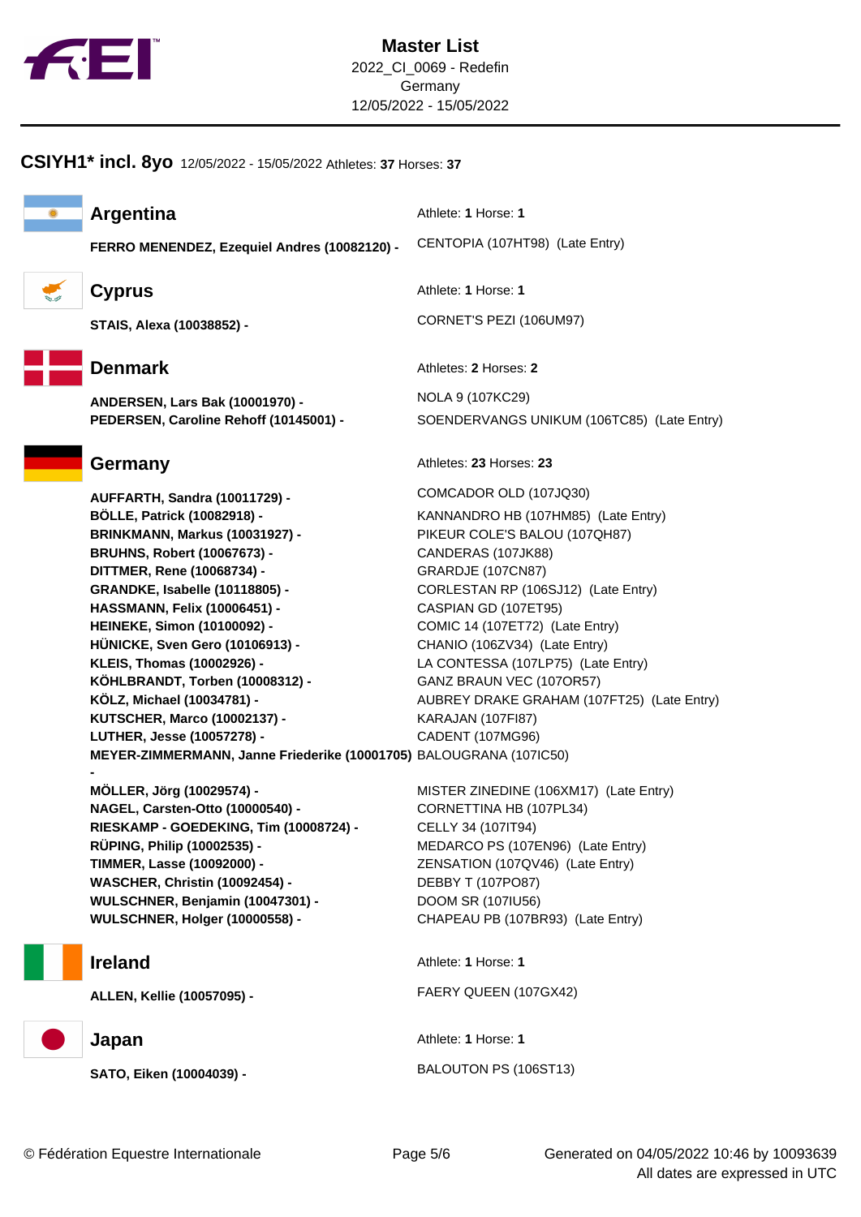# Master List

2022_CI_0069 - Redefin
Germany
12/05/2022 - 15/05/2022

## CSIYH1* incl. 8yo 12/05/2022 - 15/05/2022 Athletes: **37** Horses: **37**

### Argentina

Athlete: **1** Horse: **1**

| Athlete | Horse |
|---|---|
| **FERRO MENENDEZ, Ezequiel Andres (10082120) -** | CENTOPIA (107HT98) (Late Entry) |

### Cyprus

Athlete: **1** Horse: **1**

| Athlete | Horse |
|---|---|
| **STAIS, Alexa (10038852) -** | CORNET'S PEZI (106UM97) |

### Denmark

Athletes: **2** Horses: **2**

| Athlete | Horse |
|---|---|
| **ANDERSEN, Lars Bak (10001970) -** | NOLA 9 (107KC29) |
| **PEDERSEN, Caroline Rehoff (10145001) -** | SOENDERVANGS UNIKUM (106TC85) (Late Entry) |

### Germany

Athletes: **23** Horses: **23**

| Athlete | Horse |
|---|---|
| **AUFFARTH, Sandra (10011729) -** | COMCADOR OLD (107JQ30) |
| **BÖLLE, Patrick (10082918) -** | KANNANDRO HB (107HM85) (Late Entry) |
| **BRINKMANN, Markus (10031927) -** | PIKEUR COLE'S BALOU (107QH87) |
| **BRUHNS, Robert (10067673) -** | CANDERAS (107JK88) |
| **DITTMER, Rene (10068734) -** | GRARDJE (107CN87) |
| **GRANDKE, Isabelle (10118805) -** | CORLESTAN RP (106SJ12) (Late Entry) |
| **HASSMANN, Felix (10006451) -** | CASPIAN GD (107ET95) |
| **HEINEKE, Simon (10100092) -** | COMIC 14 (107ET72) (Late Entry) |
| **HÜNICKE, Sven Gero (10106913) -** | CHANIO (106ZV34) (Late Entry) |
| **KLEIS, Thomas (10002926) -** | LA CONTESSA (107LP75) (Late Entry) |
| **KÖHLBRANDT, Torben (10008312) -** | GANZ BRAUN VEC (107OR57) |
| **KÖLZ, Michael (10034781) -** | AUBREY DRAKE GRAHAM (107FT25) (Late Entry) |
| **KUTSCHER, Marco (10002137) -** | KARAJAN (107FI87) |
| **LUTHER, Jesse (10057278) -** | CADENT (107MG96) |
| **MEYER-ZIMMERMANN, Janne Friederike (10001705) -** | BALOUGRANA (107IC50) |
| **MÖLLER, Jörg (10029574) -** | MISTER ZINEDINE (106XM17) (Late Entry) |
| **NAGEL, Carsten-Otto (10000540) -** | CORNETTINA HB (107PL34) |
| **RIESKAMP - GOEDEKING, Tim (10008724) -** | CELLY 34 (107IT94) |
| **RÜPING, Philip (10002535) -** | MEDARCO PS (107EN96) (Late Entry) |
| **TIMMER, Lasse (10092000) -** | ZENSATION (107QV46) (Late Entry) |
| **WASCHER, Christin (10092454) -** | DEBBY T (107PO87) |
| **WULSCHNER, Benjamin (10047301) -** | DOOM SR (107IU56) |
| **WULSCHNER, Holger (10000558) -** | CHAPEAU PB (107BR93) (Late Entry) |

### Ireland

Athlete: **1** Horse: **1**

| Athlete | Horse |
|---|---|
| **ALLEN, Kellie (10057095) -** | FAERY QUEEN (107GX42) |

### Japan

Athlete: **1** Horse: **1**

| Athlete | Horse |
|---|---|
| **SATO, Eiken (10004039) -** | BALOUTON PS (106ST13) |

© Fédération Equestre Internationale

Generated on 04/05/2022 10:46 by 10093639
All dates are expressed in UTC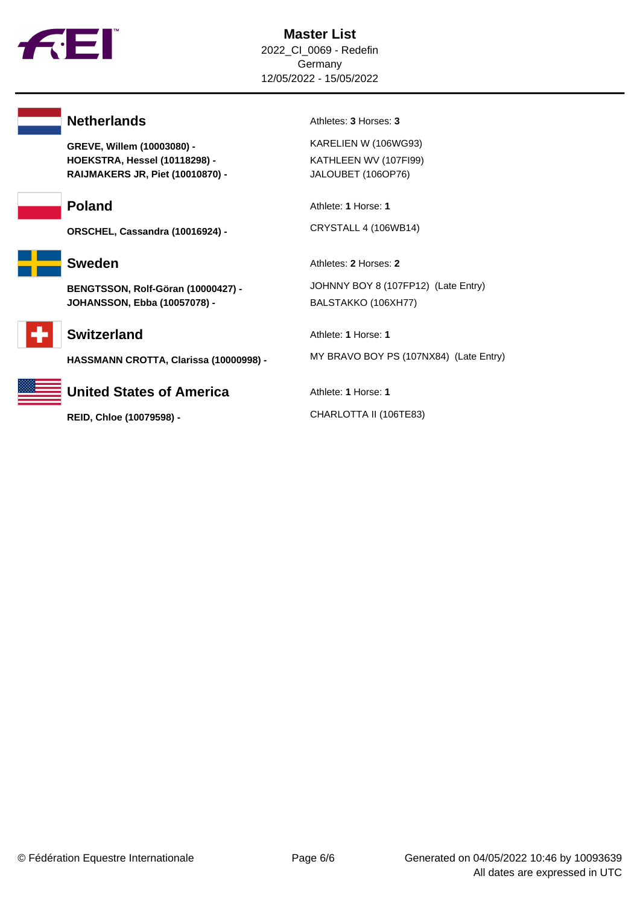# Master List

2022_CI_0069 - Redefin
Germany
12/05/2022 - 15/05/2022

## Netherlands

Athletes: **3** Horses: **3**

| | |
|---|---|
| **GREVE, Willem (10003080) -** | KARELIEN W (106WG93) |
| **HOEKSTRA, Hessel (10118298) -** | KATHLEEN WV (107FI99) |
| **RAIJMAKERS JR, Piet (10010870) -** | JALOUBET (106OP76) |

## Poland

Athlete: **1** Horse: **1**

| | |
|---|---|
| **ORSCHEL, Cassandra (10016924) -** | CRYSTALL 4 (106WB14) |

## Sweden

Athletes: **2** Horses: **2**

| | |
|---|---|
| **BENGTSSON, Rolf-Göran (10000427) -** | JOHNNY BOY 8 (107FP12) (Late Entry) |
| **JOHANSSON, Ebba (10057078) -** | BALSTAKKO (106XH77) |

## Switzerland

Athlete: **1** Horse: **1**

| | |
|---|---|
| **HASSMANN CROTTA, Clarissa (10000998) -** | MY BRAVO BOY PS (107NX84) (Late Entry) |

## United States of America

Athlete: **1** Horse: **1**

| | |
|---|---|
| **REID, Chloe (10079598) -** | CHARLOTTA II (106TE83) |

© Fédération Equestre Internationale

Generated on 04/05/2022 10:46 by 10093639
All dates are expressed in UTC